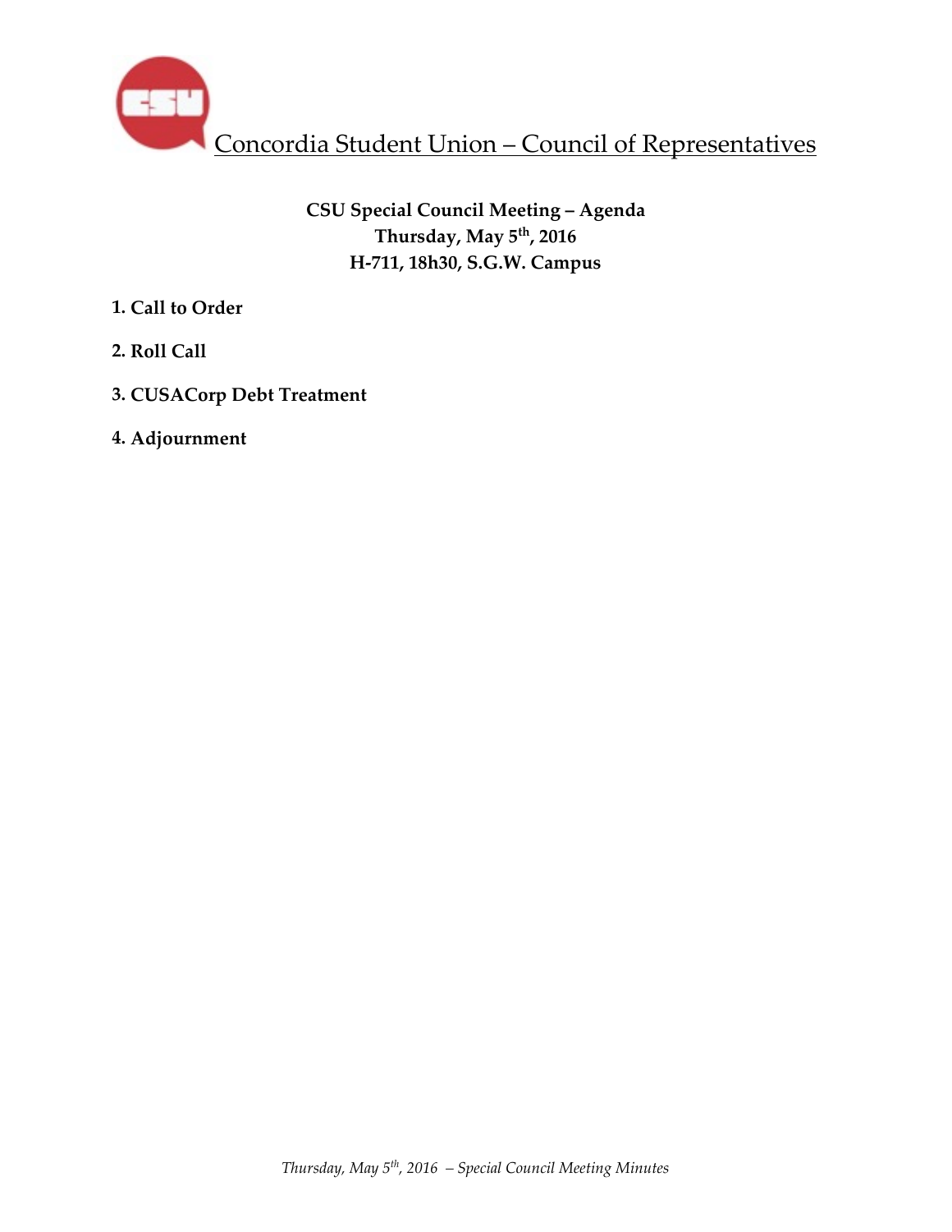# Concordia Student Union – Council of Representatives

**CSU Special Council Meeting – Agenda**
**Thursday, May 5th, 2016**
**H-711, 18h30, S.G.W. Campus**

1. **Call to Order**
2. **Roll Call**
3. **CUSACorp Debt Treatment**
4. **Adjournment**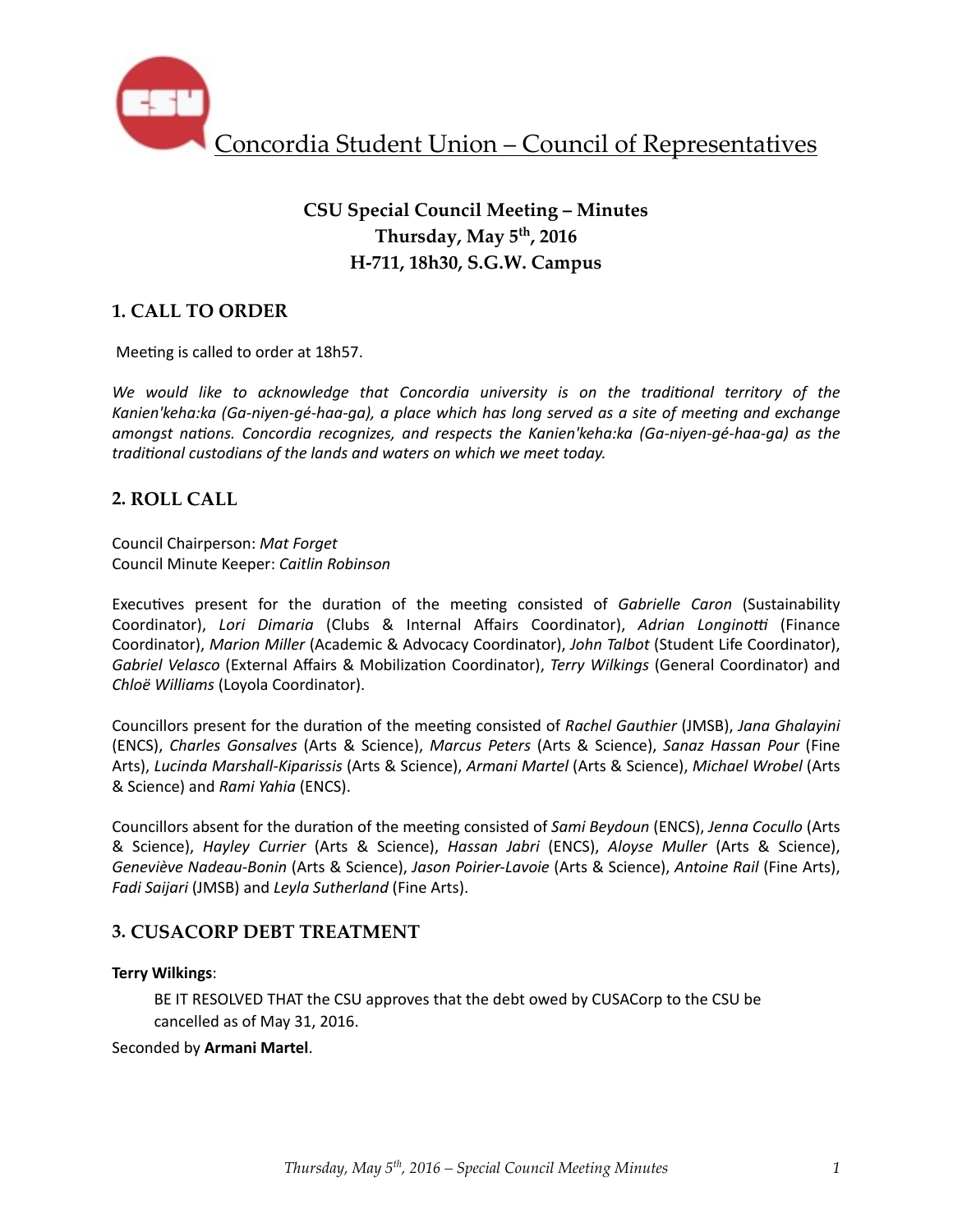# Concordia Student Union – Council of Representatives

## CSU Special Council Meeting – Minutes
**Thursday, May 5th, 2016**
**H-711, 18h30, S.G.W. Campus**

## 1. CALL TO ORDER

Meeting is called to order at 18h57.

*We would like to acknowledge that Concordia university is on the traditional territory of the Kanien'keha:ka (Ga-niyen-gé-haa-ga), a place which has long served as a site of meeting and exchange amongst nations. Concordia recognizes, and respects the Kanien'keha:ka (Ga-niyen-gé-haa-ga) as the traditional custodians of the lands and waters on which we meet today.*

## 2. ROLL CALL

Council Chairperson: *Mat Forget*
Council Minute Keeper: *Caitlin Robinson*

Executives present for the duration of the meeting consisted of *Gabrielle Caron* (Sustainability Coordinator), *Lori Dimaria* (Clubs & Internal Affairs Coordinator), *Adrian Longinotti* (Finance Coordinator), *Marion Miller* (Academic & Advocacy Coordinator), *John Talbot* (Student Life Coordinator), *Gabriel Velasco* (External Affairs & Mobilization Coordinator), *Terry Wilkings* (General Coordinator) and *Chloë Williams* (Loyola Coordinator).

Councillors present for the duration of the meeting consisted of *Rachel Gauthier* (JMSB), *Jana Ghalayini* (ENCS), *Charles Gonsalves* (Arts & Science), *Marcus Peters* (Arts & Science), *Sanaz Hassan Pour* (Fine Arts), *Lucinda Marshall-Kiparissis* (Arts & Science), *Armani Martel* (Arts & Science), *Michael Wrobel* (Arts & Science) and *Rami Yahia* (ENCS).

Councillors absent for the duration of the meeting consisted of *Sami Beydoun* (ENCS), *Jenna Cocullo* (Arts & Science), *Hayley Currier* (Arts & Science), *Hassan Jabri* (ENCS), *Aloyse Muller* (Arts & Science), *Geneviève Nadeau-Bonin* (Arts & Science), *Jason Poirier-Lavoie* (Arts & Science), *Antoine Rail* (Fine Arts), *Fadi Saijari* (JMSB) and *Leyla Sutherland* (Fine Arts).

## 3. CUSACORP DEBT TREATMENT

**Terry Wilkings**:

> BE IT RESOLVED THAT the CSU approves that the debt owed by CUSACorp to the CSU be cancelled as of May 31, 2016.

Seconded by **Armani Martel**.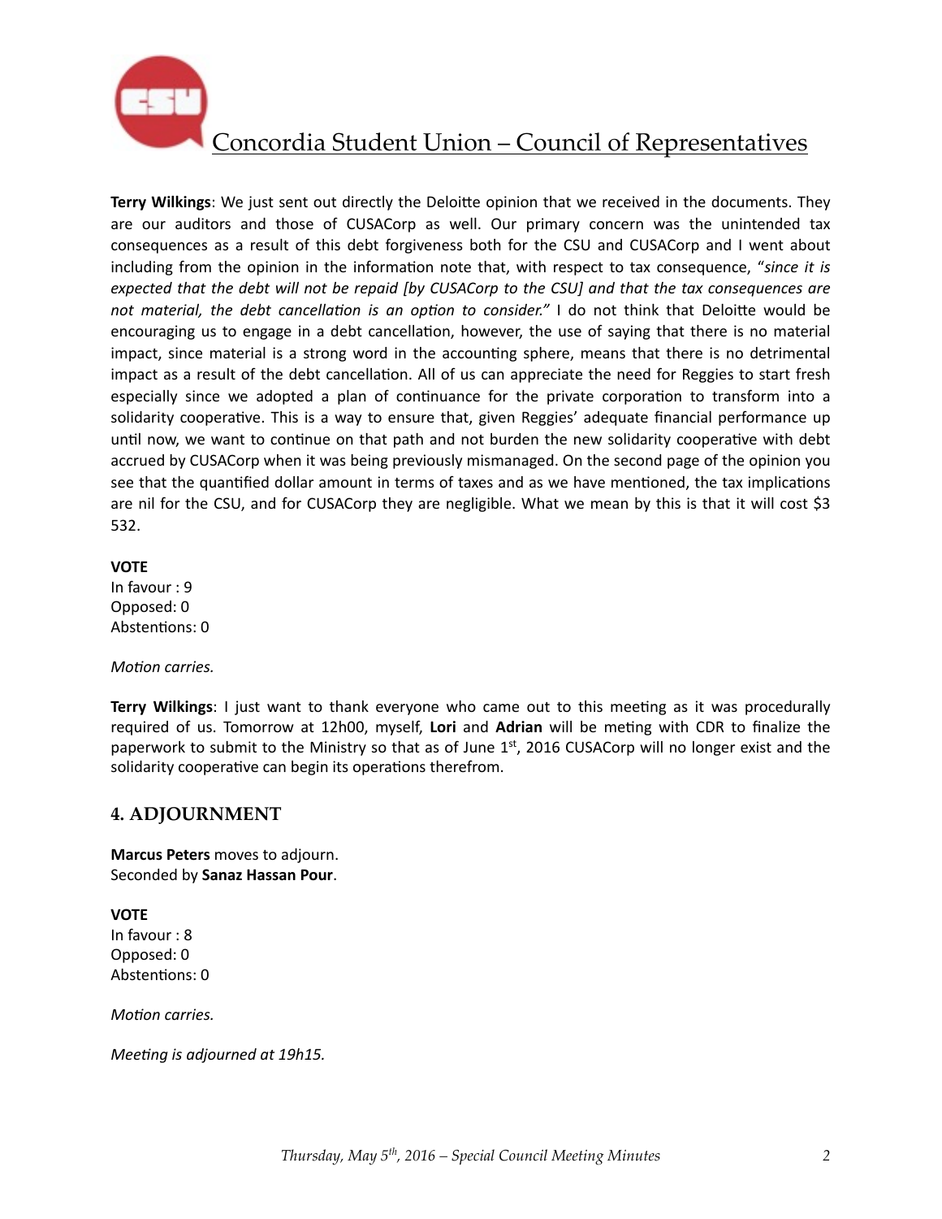**Terry Wilkings**: We just sent out directly the Deloitte opinion that we received in the documents. They are our auditors and those of CUSACorp as well. Our primary concern was the unintended tax consequences as a result of this debt forgiveness both for the CSU and CUSACorp and I went about including from the opinion in the information note that, with respect to tax consequence, "*since it is expected that the debt will not be repaid [by CUSACorp to the CSU] and that the tax consequences are not material, the debt cancellation is an option to consider.*" I do not think that Deloitte would be encouraging us to engage in a debt cancellation, however, the use of saying that there is no material impact, since material is a strong word in the accounting sphere, means that there is no detrimental impact as a result of the debt cancellation. All of us can appreciate the need for Reggies to start fresh especially since we adopted a plan of continuance for the private corporation to transform into a solidarity cooperative. This is a way to ensure that, given Reggies' adequate financial performance up until now, we want to continue on that path and not burden the new solidarity cooperative with debt accrued by CUSACorp when it was being previously mismanaged. On the second page of the opinion you see that the quantified dollar amount in terms of taxes and as we have mentioned, the tax implications are nil for the CSU, and for CUSACorp they are negligible. What we mean by this is that it will cost $3 532.

**VOTE**
In favour : 9
Opposed: 0
Abstentions: 0

*Motion carries.*

**Terry Wilkings**: I just want to thank everyone who came out to this meeting as it was procedurally required of us. Tomorrow at 12h00, myself, **Lori** and **Adrian** will be meting with CDR to finalize the paperwork to submit to the Ministry so that as of June 1st, 2016 CUSACorp will no longer exist and the solidarity cooperative can begin its operations therefrom.

## 4. ADJOURNMENT

**Marcus Peters** moves to adjourn.
Seconded by **Sanaz Hassan Pour**.

**VOTE**
In favour : 8
Opposed: 0
Abstentions: 0

*Motion carries.*

*Meeting is adjourned at 19h15.*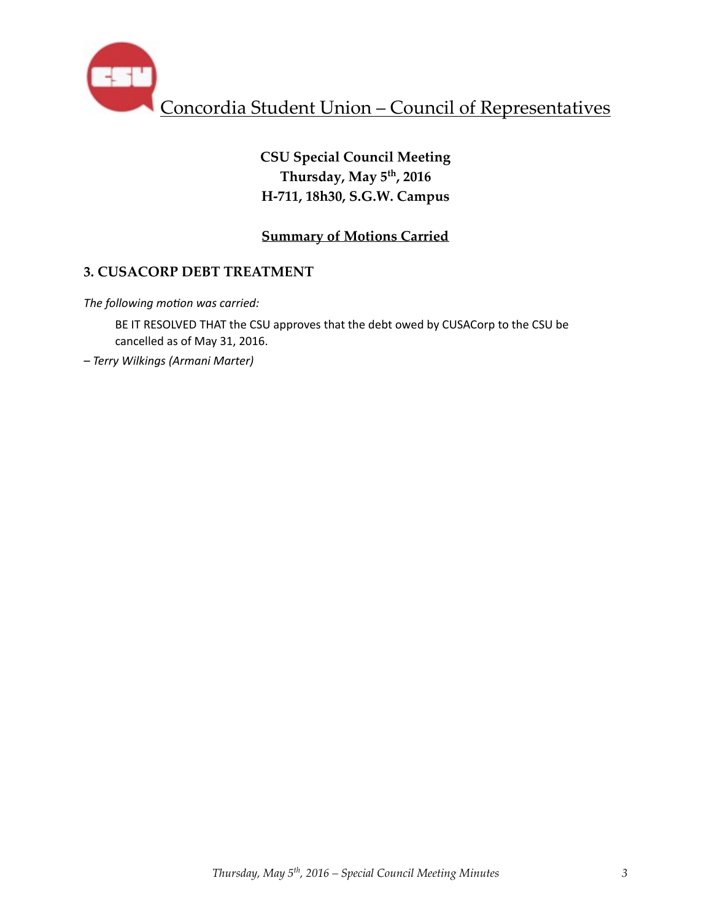# Concordia Student Union – Council of Representatives

**CSU Special Council Meeting**
**Thursday, May 5th, 2016**
**H-711, 18h30, S.G.W. Campus**

## Summary of Motions Carried

### 3. CUSACORP DEBT TREATMENT

*The following motion was carried:*

> BE IT RESOLVED THAT the CSU approves that the debt owed by CUSACorp to the CSU be cancelled as of May 31, 2016.

*– Terry Wilkings (Armani Marter)*